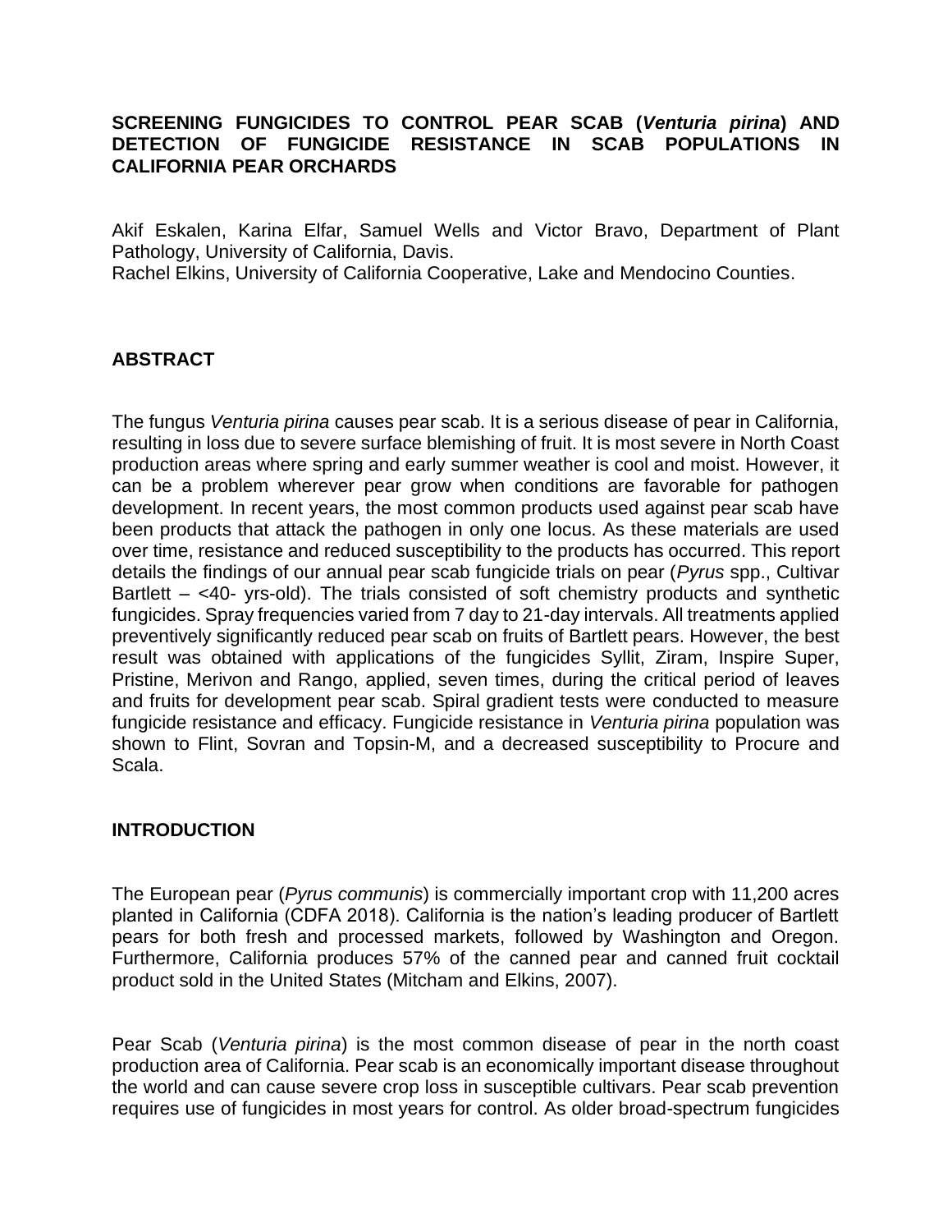# SCREENING FUNGICIDES TO CONTROL PEAR SCAB (*Venturia pirina*) AND DETECTION OF FUNGICIDE RESISTANCE IN SCAB POPULATIONS IN CALIFORNIA PEAR ORCHARDS

Akif Eskalen, Karina Elfar, Samuel Wells and Victor Bravo, Department of Plant Pathology, University of California, Davis.
Rachel Elkins, University of California Cooperative, Lake and Mendocino Counties.

## ABSTRACT

The fungus *Venturia pirina* causes pear scab. It is a serious disease of pear in California, resulting in loss due to severe surface blemishing of fruit. It is most severe in North Coast production areas where spring and early summer weather is cool and moist. However, it can be a problem wherever pear grow when conditions are favorable for pathogen development. In recent years, the most common products used against pear scab have been products that attack the pathogen in only one locus. As these materials are used over time, resistance and reduced susceptibility to the products has occurred. This report details the findings of our annual pear scab fungicide trials on pear (*Pyrus* spp., Cultivar Bartlett – <40- yrs-old). The trials consisted of soft chemistry products and synthetic fungicides. Spray frequencies varied from 7 day to 21-day intervals. All treatments applied preventively significantly reduced pear scab on fruits of Bartlett pears. However, the best result was obtained with applications of the fungicides Syllit, Ziram, Inspire Super, Pristine, Merivon and Rango, applied, seven times, during the critical period of leaves and fruits for development pear scab. Spiral gradient tests were conducted to measure fungicide resistance and efficacy. Fungicide resistance in *Venturia pirina* population was shown to Flint, Sovran and Topsin-M, and a decreased susceptibility to Procure and Scala.

## INTRODUCTION

The European pear (*Pyrus communis*) is commercially important crop with 11,200 acres planted in California (CDFA 2018). California is the nation's leading producer of Bartlett pears for both fresh and processed markets, followed by Washington and Oregon. Furthermore, California produces 57% of the canned pear and canned fruit cocktail product sold in the United States (Mitcham and Elkins, 2007).

Pear Scab (*Venturia pirina*) is the most common disease of pear in the north coast production area of California. Pear scab is an economically important disease throughout the world and can cause severe crop loss in susceptible cultivars. Pear scab prevention requires use of fungicides in most years for control. As older broad-spectrum fungicides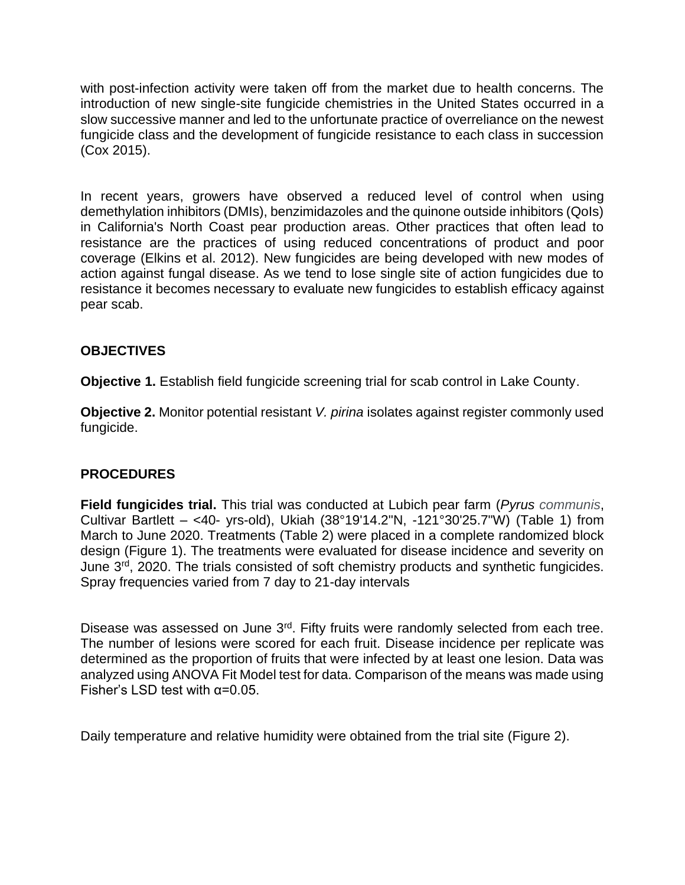with post-infection activity were taken off from the market due to health concerns. The introduction of new single-site fungicide chemistries in the United States occurred in a slow successive manner and led to the unfortunate practice of overreliance on the newest fungicide class and the development of fungicide resistance to each class in succession (Cox 2015).

In recent years, growers have observed a reduced level of control when using demethylation inhibitors (DMIs), benzimidazoles and the quinone outside inhibitors (QoIs) in California's North Coast pear production areas. Other practices that often lead to resistance are the practices of using reduced concentrations of product and poor coverage (Elkins et al. 2012). New fungicides are being developed with new modes of action against fungal disease. As we tend to lose single site of action fungicides due to resistance it becomes necessary to evaluate new fungicides to establish efficacy against pear scab.

## OBJECTIVES

**Objective 1.** Establish field fungicide screening trial for scab control in Lake County.

**Objective 2.** Monitor potential resistant *V. pirina* isolates against register commonly used fungicide.

## PROCEDURES

**Field fungicides trial.** This trial was conducted at Lubich pear farm (*Pyrus communis*, Cultivar Bartlett – <40- yrs-old), Ukiah (38°19'14.2"N, -121°30'25.7"W) (Table 1) from March to June 2020. Treatments (Table 2) were placed in a complete randomized block design (Figure 1). The treatments were evaluated for disease incidence and severity on June 3rd, 2020. The trials consisted of soft chemistry products and synthetic fungicides. Spray frequencies varied from 7 day to 21-day intervals

Disease was assessed on June 3rd. Fifty fruits were randomly selected from each tree. The number of lesions were scored for each fruit. Disease incidence per replicate was determined as the proportion of fruits that were infected by at least one lesion. Data was analyzed using ANOVA Fit Model test for data. Comparison of the means was made using Fisher's LSD test with $\alpha$=0.05.

Daily temperature and relative humidity were obtained from the trial site (Figure 2).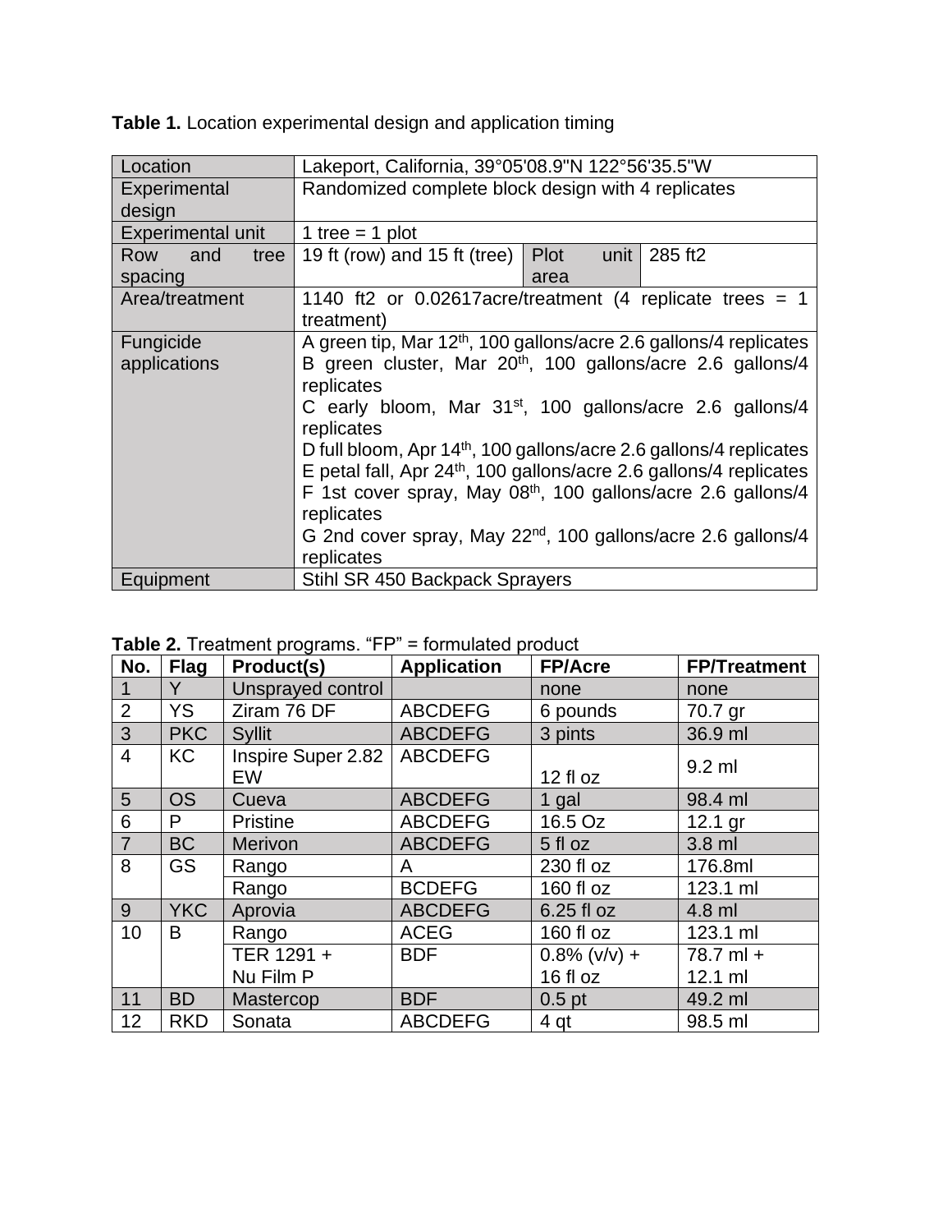**Table 1.** Location experimental design and application timing

| | | | |
|---|---|---|---|
| Location | Lakeport, California, 39°05'08.9"N 122°56'35.5"W | | |
| Experimental design | Randomized complete block design with 4 replicates | | |
| Experimental unit | 1 tree = 1 plot | | |
| Row and tree spacing | 19 ft (row) and 15 ft (tree) | Plot unit area | 285 ft2 |
| Area/treatment | 1140 ft2 or 0.02617acre/treatment (4 replicate trees = 1 treatment) | | |
| Fungicide applications | A green tip, Mar 12th, 100 gallons/acre 2.6 gallons/4 replicates<br>B green cluster, Mar 20th, 100 gallons/acre 2.6 gallons/4 replicates<br>C early bloom, Mar 31st, 100 gallons/acre 2.6 gallons/4 replicates<br>D full bloom, Apr 14th, 100 gallons/acre 2.6 gallons/4 replicates<br>E petal fall, Apr 24th, 100 gallons/acre 2.6 gallons/4 replicates<br>F 1st cover spray, May 08th, 100 gallons/acre 2.6 gallons/4 replicates<br>G 2nd cover spray, May 22nd, 100 gallons/acre 2.6 gallons/4 replicates | | |
| Equipment | Stihl SR 450 Backpack Sprayers | | |

**Table 2.** Treatment programs. "FP" = formulated product

| No. | Flag | Product(s) | Application | FP/Acre | FP/Treatment |
|---|---|---|---|---|---|
| 1 | Y | Unsprayed control | | none | none |
| 2 | YS | Ziram 76 DF | ABCDEFG | 6 pounds | 70.7 gr |
| 3 | PKC | Syllit | ABCDEFG | 3 pints | 36.9 ml |
| 4 | KC | Inspire Super 2.82 EW | ABCDEFG | 12 fl oz | 9.2 ml |
| 5 | OS | Cueva | ABCDEFG | 1 gal | 98.4 ml |
| 6 | P | Pristine | ABCDEFG | 16.5 Oz | 12.1 gr |
| 7 | BC | Merivon | ABCDEFG | 5 fl oz | 3.8 ml |
| 8 | GS | Rango | A | 230 fl oz | 176.8ml |
| | | Rango | BCDEFG | 160 fl oz | 123.1 ml |
| 9 | YKC | Aprovia | ABCDEFG | 6.25 fl oz | 4.8 ml |
| 10 | B | Rango | ACEG | 160 fl oz | 123.1 ml |
| | | TER 1291 +<br>Nu Film P | BDF | 0.8% (v/v) +<br>16 fl oz | 78.7 ml +<br>12.1 ml |
| 11 | BD | Mastercop | BDF | 0.5 pt | 49.2 ml |
| 12 | RKD | Sonata | ABCDEFG | 4 qt | 98.5 ml |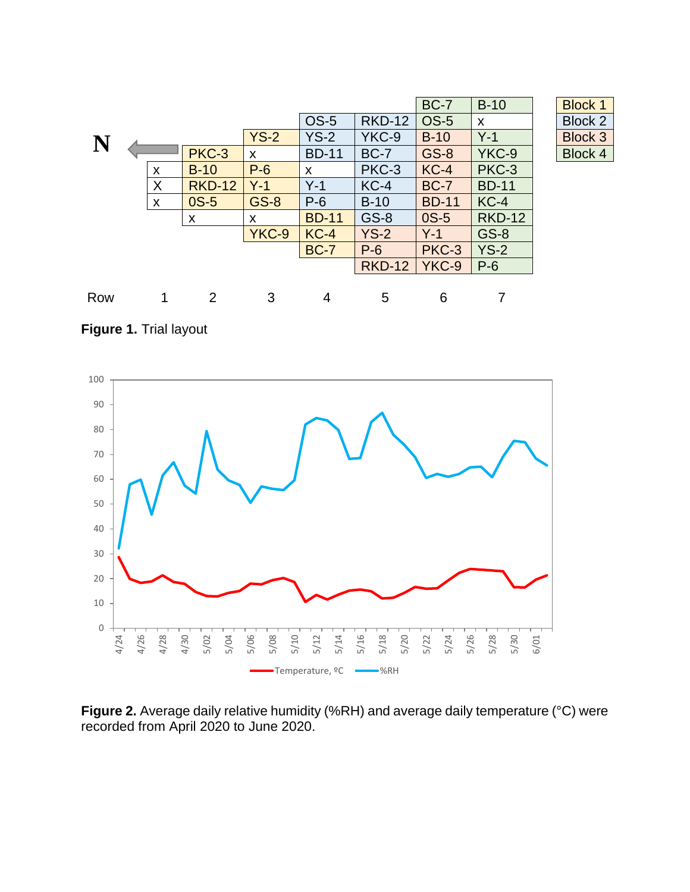N ←

| Row 1 | Row 2 | Row 3 | Row 4 | Row 5 | Row 6 | Row 7 |
|---|---|---|---|---|---|---|
| | | | | | BC-7 | B-10 |
| | | | OS-5 | RKD-12 | OS-5 | x |
| | | YS-2 | YS-2 | YKC-9 | B-10 | Y-1 |
| | PKC-3 | x | BD-11 | BC-7 | GS-8 | YKC-9 |
| x | B-10 | P-6 | x | PKC-3 | KC-4 | PKC-3 |
| X | RKD-12 | Y-1 | Y-1 | KC-4 | BC-7 | BD-11 |
| x | 0S-5 | GS-8 | P-6 | B-10 | BD-11 | KC-4 |
| | x | x | BD-11 | GS-8 | 0S-5 | RKD-12 |
| | | YKC-9 | KC-4 | YS-2 | Y-1 | GS-8 |
| | | | BC-7 | P-6 | PKC-3 | YS-2 |
| | | | | RKD-12 | YKC-9 | P-6 |

Block 1, Block 2, Block 3, Block 4

**Figure 1.** Trial layout

Temperature, ºC — %RH

**Figure 2.** Average daily relative humidity (%RH) and average daily temperature (°C) were recorded from April 2020 to June 2020.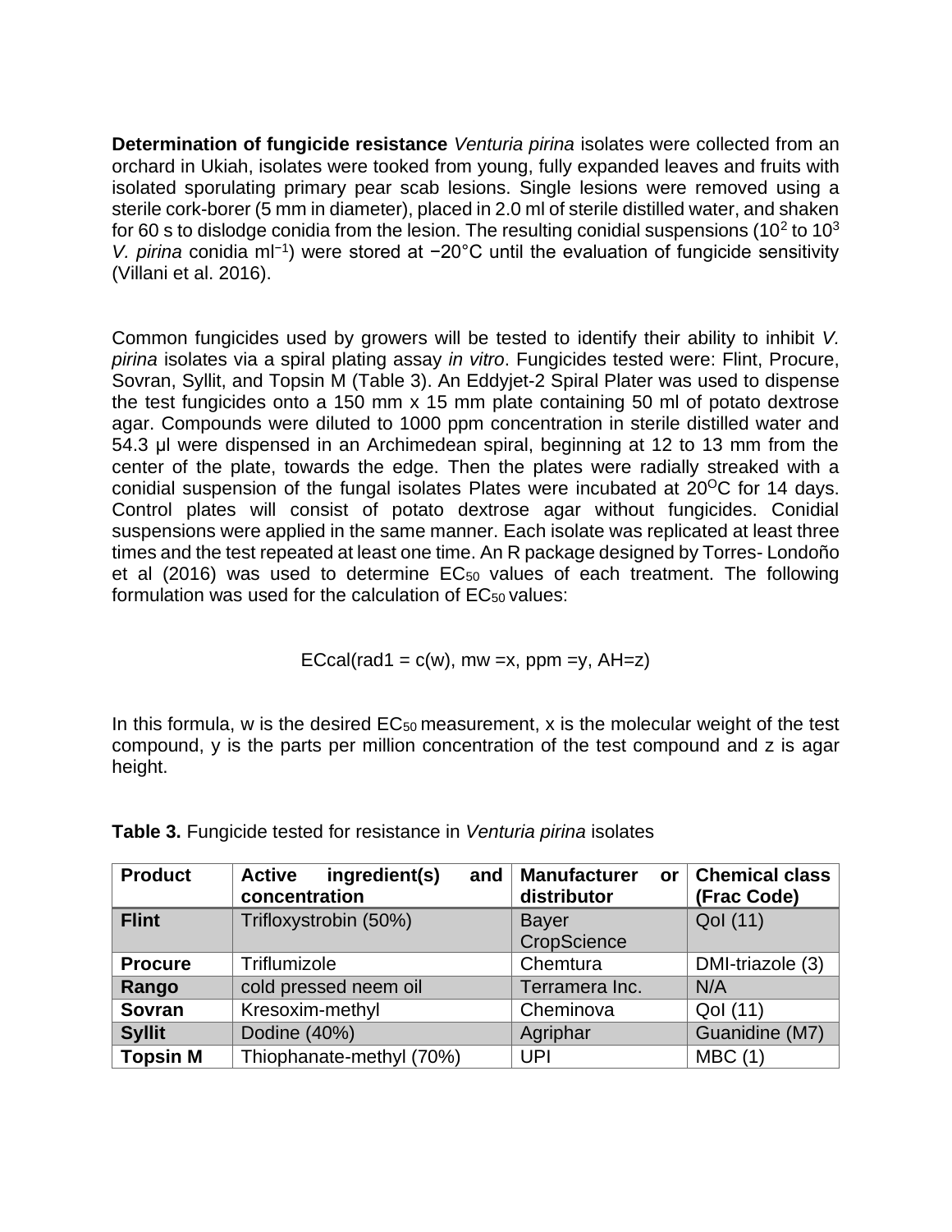**Determination of fungicide resistance** *Venturia pirina* isolates were collected from an orchard in Ukiah, isolates were tooked from young, fully expanded leaves and fruits with isolated sporulating primary pear scab lesions. Single lesions were removed using a sterile cork-borer (5 mm in diameter), placed in 2.0 ml of sterile distilled water, and shaken for 60 s to dislodge conidia from the lesion. The resulting conidial suspensions ($10^2$ to $10^3$ *V. pirina* conidia $ml^{-1}$) were stored at −20°C until the evaluation of fungicide sensitivity (Villani et al. 2016).

Common fungicides used by growers will be tested to identify their ability to inhibit *V. pirina* isolates via a spiral plating assay *in vitro*. Fungicides tested were: Flint, Procure, Sovran, Syllit, and Topsin M (Table 3). An Eddyjet-2 Spiral Plater was used to dispense the test fungicides onto a 150 mm x 15 mm plate containing 50 ml of potato dextrose agar. Compounds were diluted to 1000 ppm concentration in sterile distilled water and 54.3 µl were dispensed in an Archimedean spiral, beginning at 12 to 13 mm from the center of the plate, towards the edge. Then the plates were radially streaked with a conidial suspension of the fungal isolates Plates were incubated at 20$^{O}$C for 14 days. Control plates will consist of potato dextrose agar without fungicides. Conidial suspensions were applied in the same manner. Each isolate was replicated at least three times and the test repeated at least one time. An R package designed by Torres- Londoño et al (2016) was used to determine $EC_{50}$ values of each treatment. The following formulation was used for the calculation of $EC_{50}$ values:

ECcal(rad1 = c(w), mw =x, ppm =y, AH=z)

In this formula, w is the desired $EC_{50}$ measurement, x is the molecular weight of the test compound, y is the parts per million concentration of the test compound and z is agar height.

**Table 3.** Fungicide tested for resistance in *Venturia pirina* isolates

| Product | Active ingredient(s) and concentration | Manufacturer or distributor | Chemical class (Frac Code) |
| --- | --- | --- | --- |
| **Flint** | Trifloxystrobin (50%) | Bayer CropScience | QoI (11) |
| **Procure** | Triflumizole | Chemtura | DMI-triazole (3) |
| **Rango** | cold pressed neem oil | Terramera Inc. | N/A |
| **Sovran** | Kresoxim-methyl | Cheminova | QoI (11) |
| **Syllit** | Dodine (40%) | Agriphar | Guanidine (M7) |
| **Topsin M** | Thiophanate-methyl (70%) | UPI | MBC (1) |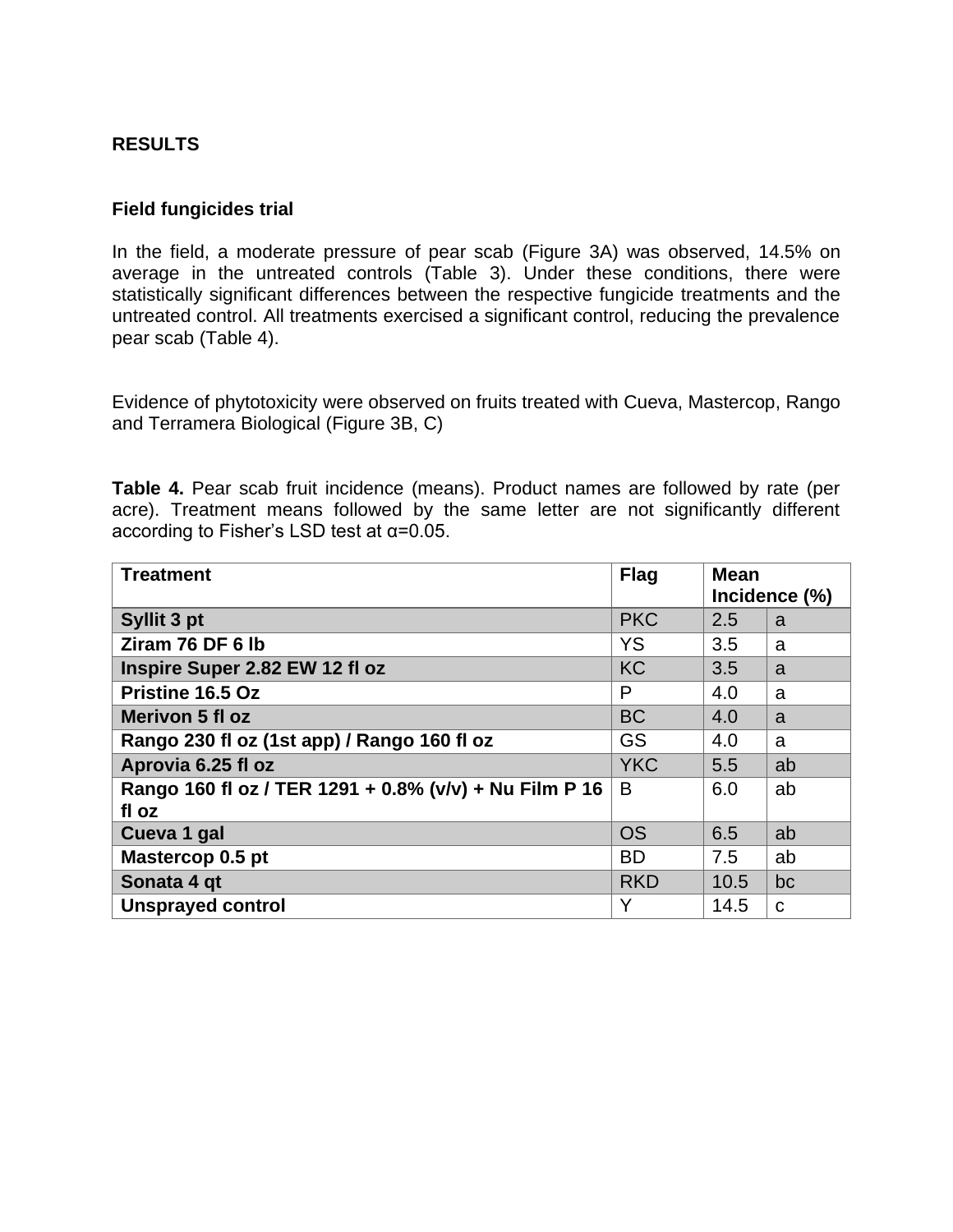## RESULTS

### Field fungicides trial

In the field, a moderate pressure of pear scab (Figure 3A) was observed, 14.5% on average in the untreated controls (Table 3). Under these conditions, there were statistically significant differences between the respective fungicide treatments and the untreated control. All treatments exercised a significant control, reducing the prevalence pear scab (Table 4).

Evidence of phytotoxicity were observed on fruits treated with Cueva, Mastercop, Rango and Terramera Biological (Figure 3B, C)

**Table 4.** Pear scab fruit incidence (means). Product names are followed by rate (per acre). Treatment means followed by the same letter are not significantly different according to Fisher's LSD test at α=0.05.

| Treatment | Flag | Mean Incidence (%) | |
|---|---|---|---|
| **Syllit 3 pt** | PKC | 2.5 | a |
| **Ziram 76 DF 6 lb** | YS | 3.5 | a |
| **Inspire Super 2.82 EW 12 fl oz** | KC | 3.5 | a |
| **Pristine 16.5 Oz** | P | 4.0 | a |
| **Merivon 5 fl oz** | BC | 4.0 | a |
| **Rango 230 fl oz (1st app) / Rango 160 fl oz** | GS | 4.0 | a |
| **Aprovia 6.25 fl oz** | YKC | 5.5 | ab |
| **Rango 160 fl oz / TER 1291 + 0.8% (v/v) + Nu Film P 16 fl oz** | B | 6.0 | ab |
| **Cueva 1 gal** | OS | 6.5 | ab |
| **Mastercop 0.5 pt** | BD | 7.5 | ab |
| **Sonata 4 qt** | RKD | 10.5 | bc |
| **Unsprayed control** | Y | 14.5 | c |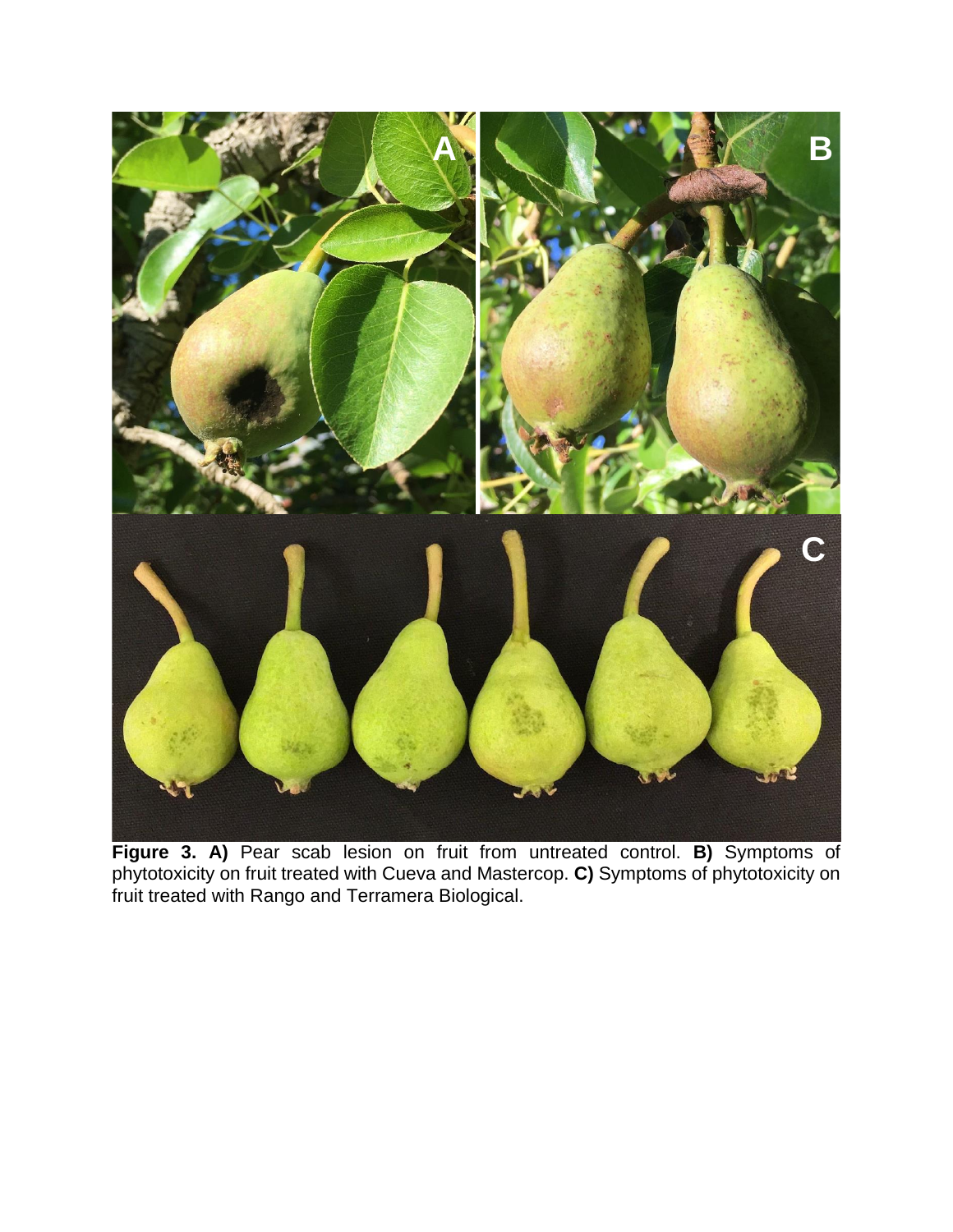**Figure 3. A)** Pear scab lesion on fruit from untreated control. **B)** Symptoms of phytotoxicity on fruit treated with Cueva and Mastercop. **C)** Symptoms of phytotoxicity on fruit treated with Rango and Terramera Biological.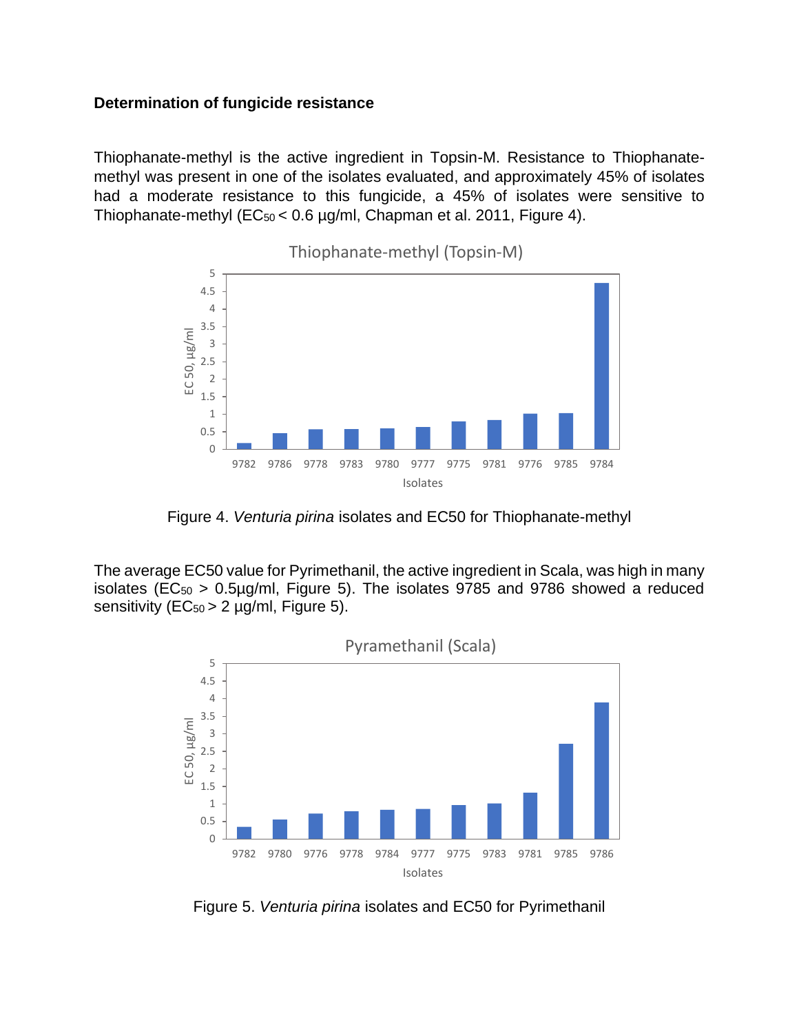**Determination of fungicide resistance**

Thiophanate-methyl is the active ingredient in Topsin-M. Resistance to Thiophanate-methyl was present in one of the isolates evaluated, and approximately 45% of isolates had a moderate resistance to this fungicide, a 45% of isolates were sensitive to Thiophanate-methyl ($EC_{50}$ < 0.6 µg/ml, Chapman et al. 2011, Figure 4).

Figure 4. *Venturia pirina* isolates and EC50 for Thiophanate-methyl

The average EC50 value for Pyrimethanil, the active ingredient in Scala, was high in many isolates ($EC_{50}$ > 0.5µg/ml, Figure 5). The isolates 9785 and 9786 showed a reduced sensitivity ($EC_{50}$ > 2 µg/ml, Figure 5).

Figure 5. *Venturia pirina* isolates and EC50 for Pyrimethanil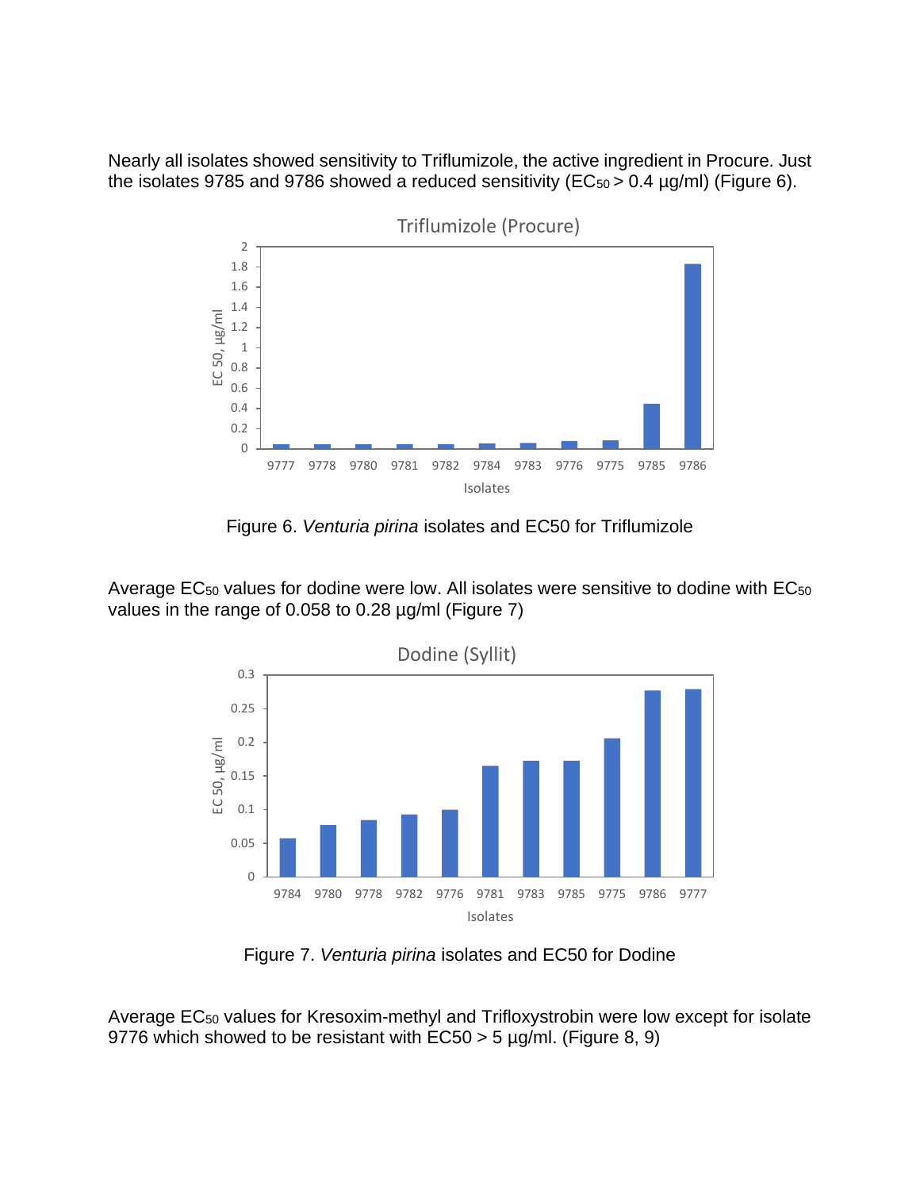Nearly all isolates showed sensitivity to Triflumizole, the active ingredient in Procure. Just the isolates 9785 and 9786 showed a reduced sensitivity ($EC_{50}$ > 0.4 µg/ml) (Figure 6).

Figure 6. *Venturia pirina* isolates and EC50 for Triflumizole

Average $EC_{50}$ values for dodine were low. All isolates were sensitive to dodine with $EC_{50}$ values in the range of 0.058 to 0.28 µg/ml (Figure 7)

Figure 7. *Venturia pirina* isolates and EC50 for Dodine

Average $EC_{50}$ values for Kresoxim-methyl and Trifloxystrobin were low except for isolate 9776 which showed to be resistant with EC50 > 5 µg/ml. (Figure 8, 9)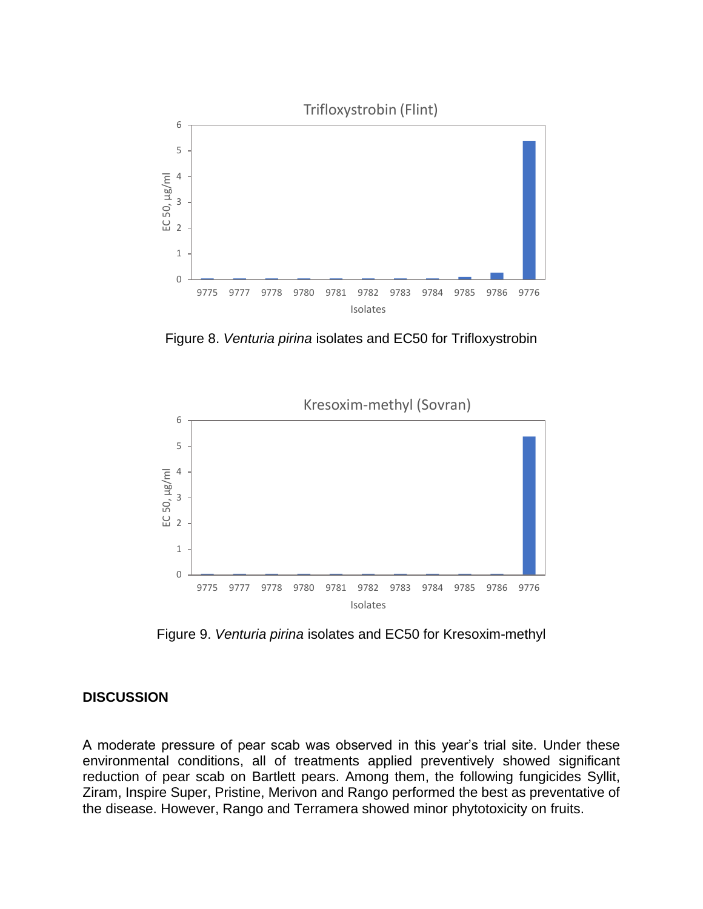Figure 8. *Venturia pirina* isolates and EC50 for Trifloxystrobin

Figure 9. *Venturia pirina* isolates and EC50 for Kresoxim-methyl

## DISCUSSION

A moderate pressure of pear scab was observed in this year's trial site. Under these environmental conditions, all of treatments applied preventively showed significant reduction of pear scab on Bartlett pears. Among them, the following fungicides Syllit, Ziram, Inspire Super, Pristine, Merivon and Rango performed the best as preventative of the disease. However, Rango and Terramera showed minor phytotoxicity on fruits.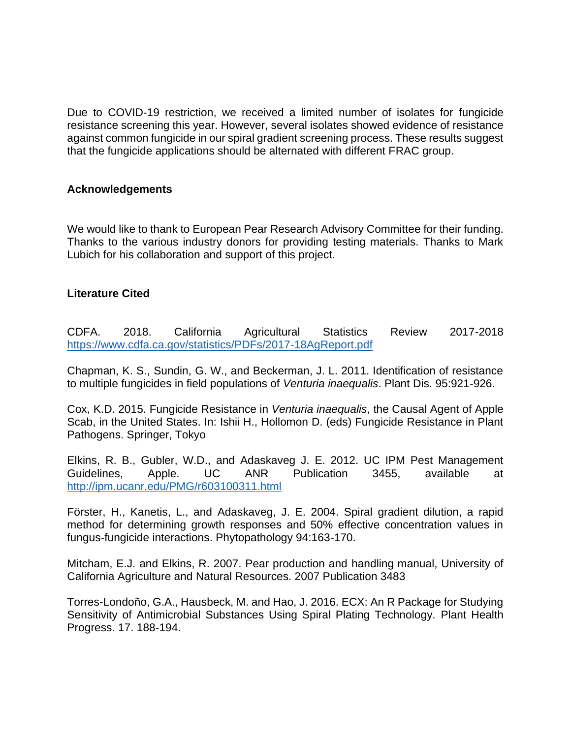Due to COVID-19 restriction, we received a limited number of isolates for fungicide resistance screening this year. However, several isolates showed evidence of resistance against common fungicide in our spiral gradient screening process. These results suggest that the fungicide applications should be alternated with different FRAC group.

## Acknowledgements

We would like to thank to European Pear Research Advisory Committee for their funding. Thanks to the various industry donors for providing testing materials. Thanks to Mark Lubich for his collaboration and support of this project.

## Literature Cited

CDFA. 2018. California Agricultural Statistics Review 2017-2018 https://www.cdfa.ca.gov/statistics/PDFs/2017-18AgReport.pdf

Chapman, K. S., Sundin, G. W., and Beckerman, J. L. 2011. Identification of resistance to multiple fungicides in field populations of *Venturia inaequalis*. Plant Dis. 95:921-926.

Cox, K.D. 2015. Fungicide Resistance in *Venturia inaequalis*, the Causal Agent of Apple Scab, in the United States. In: Ishii H., Hollomon D. (eds) Fungicide Resistance in Plant Pathogens. Springer, Tokyo

Elkins, R. B., Gubler, W.D., and Adaskaveg J. E. 2012. UC IPM Pest Management Guidelines, Apple. UC ANR Publication 3455, available at http://ipm.ucanr.edu/PMG/r603100311.html

Förster, H., Kanetis, L., and Adaskaveg, J. E. 2004. Spiral gradient dilution, a rapid method for determining growth responses and 50% effective concentration values in fungus-fungicide interactions. Phytopathology 94:163-170.

Mitcham, E.J. and Elkins, R. 2007. Pear production and handling manual, University of California Agriculture and Natural Resources. 2007 Publication 3483

Torres-Londoño, G.A., Hausbeck, M. and Hao, J. 2016. ECX: An R Package for Studying Sensitivity of Antimicrobial Substances Using Spiral Plating Technology. Plant Health Progress. 17. 188-194.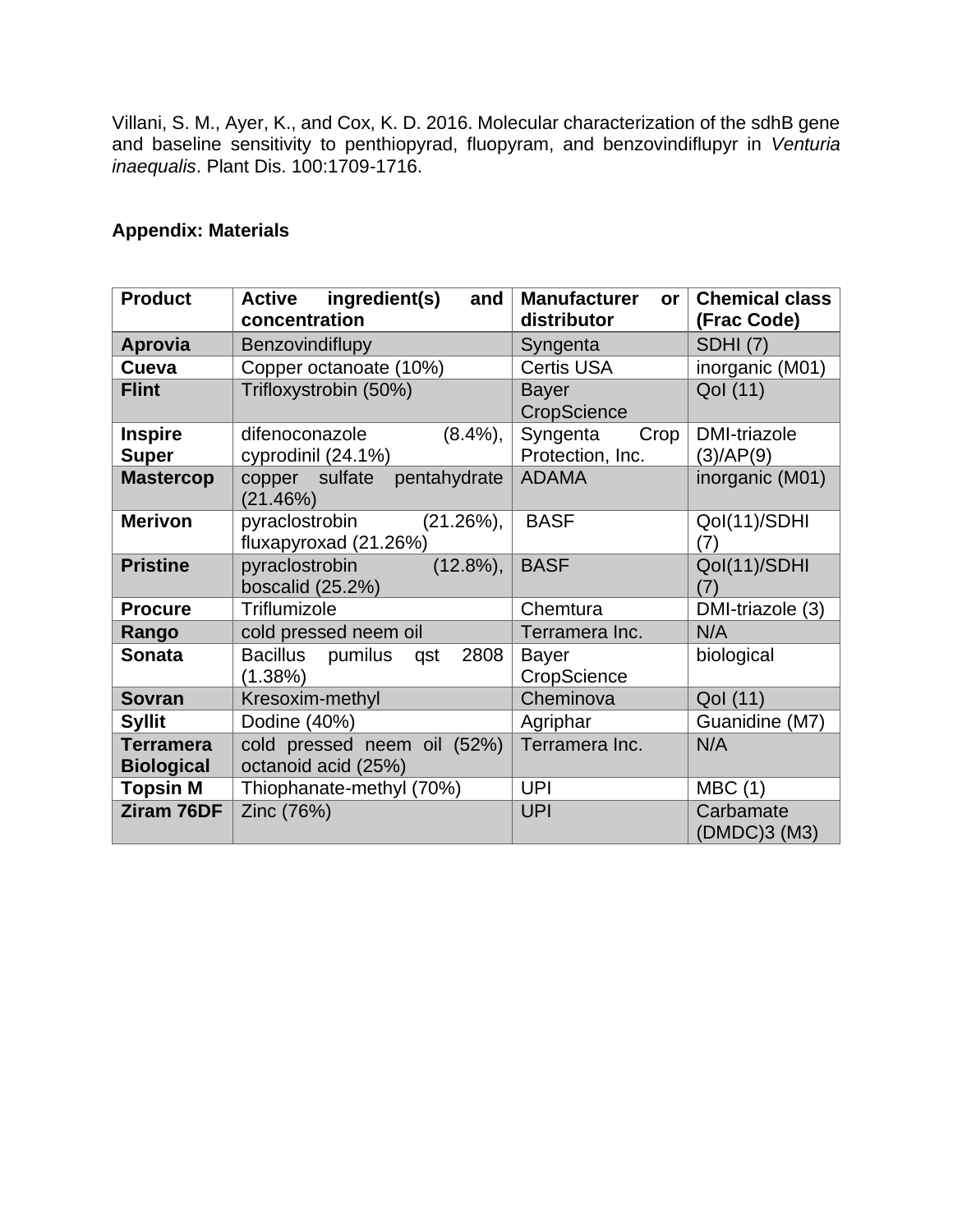Villani, S. M., Ayer, K., and Cox, K. D. 2016. Molecular characterization of the sdhB gene and baseline sensitivity to penthiopyrad, fluopyram, and benzovindiflupyr in *Venturia inaequalis*. Plant Dis. 100:1709-1716.

**Appendix: Materials**

| Product | Active ingredient(s) and concentration | Manufacturer or distributor | Chemical class (Frac Code) |
|---|---|---|---|
| **Aprovia** | Benzovindiflupy | Syngenta | SDHI (7) |
| **Cueva** | Copper octanoate (10%) | Certis USA | inorganic (M01) |
| **Flint** | Trifloxystrobin (50%) | Bayer CropScience | QoI (11) |
| **Inspire Super** | difenoconazole (8.4%), cyprodinil (24.1%) | Syngenta Crop Protection, Inc. | DMI-triazole (3)/AP(9) |
| **Mastercop** | copper sulfate pentahydrate (21.46%) | ADAMA | inorganic (M01) |
| **Merivon** | pyraclostrobin (21.26%), fluxapyroxad (21.26%) | BASF | QoI(11)/SDHI (7) |
| **Pristine** | pyraclostrobin (12.8%), boscalid (25.2%) | BASF | QoI(11)/SDHI (7) |
| **Procure** | Triflumizole | Chemtura | DMI-triazole (3) |
| **Rango** | cold pressed neem oil | Terramera Inc. | N/A |
| **Sonata** | Bacillus pumilus qst 2808 (1.38%) | Bayer CropScience | biological |
| **Sovran** | Kresoxim-methyl | Cheminova | QoI (11) |
| **Syllit** | Dodine (40%) | Agriphar | Guanidine (M7) |
| **Terramera Biological** | cold pressed neem oil (52%) octanoid acid (25%) | Terramera Inc. | N/A |
| **Topsin M** | Thiophanate-methyl (70%) | UPI | MBC (1) |
| **Ziram 76DF** | Zinc (76%) | UPI | Carbamate (DMDC)3 (M3) |